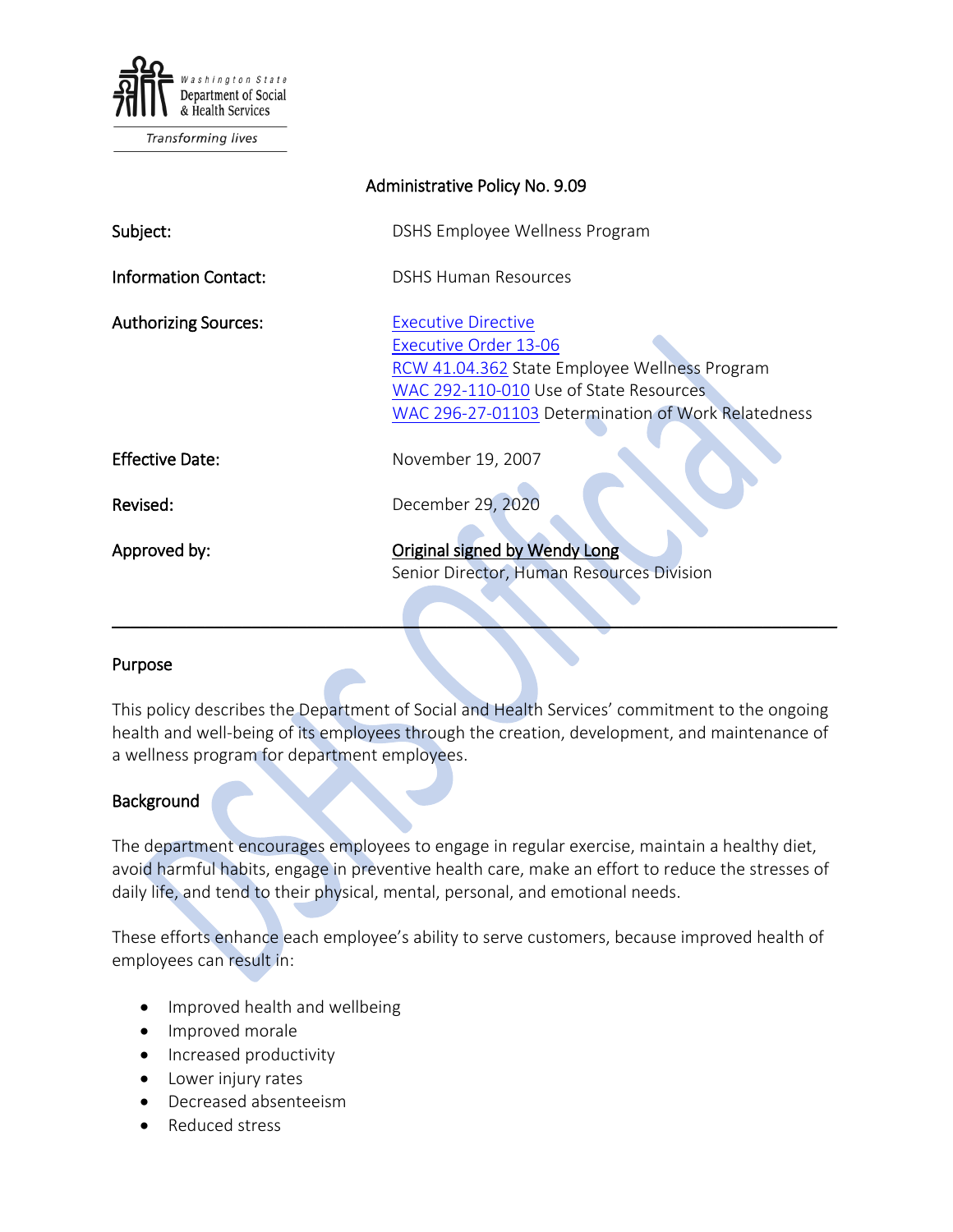Washington State Department of Social & Health Services

*Transforming lives*

# Administrative Policy No. 9.09

| | |
|---|---|
| **Subject:** | DSHS Employee Wellness Program |
| **Information Contact:** | DSHS Human Resources |
| **Authorizing Sources:** | Executive Directive<br>Executive Order 13-06<br>RCW 41.04.362 State Employee Wellness Program<br>WAC 292-110-010 Use of State Resources<br>WAC 296-27-01103 Determination of Work Relatedness |
| **Effective Date:** | November 19, 2007 |
| **Revised:** | December 29, 2020 |
| **Approved by:** | Original signed by Wendy Long<br>Senior Director, Human Resources Division |

---

## Purpose

This policy describes the Department of Social and Health Services' commitment to the ongoing health and well-being of its employees through the creation, development, and maintenance of a wellness program for department employees.

## Background

The department encourages employees to engage in regular exercise, maintain a healthy diet, avoid harmful habits, engage in preventive health care, make an effort to reduce the stresses of daily life, and tend to their physical, mental, personal, and emotional needs.

These efforts enhance each employee's ability to serve customers, because improved health of employees can result in:

- Improved health and wellbeing
- Improved morale
- Increased productivity
- Lower injury rates
- Decreased absenteeism
- Reduced stress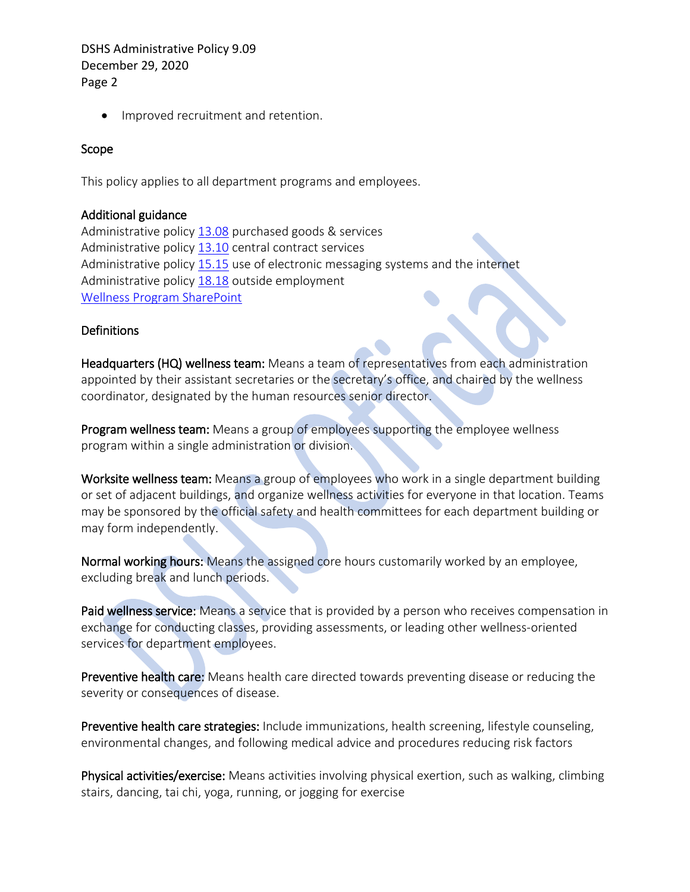- Improved recruitment and retention.

## Scope

This policy applies to all department programs and employees.

## Additional guidance

Administrative policy 13.08 purchased goods & services
Administrative policy 13.10 central contract services
Administrative policy 15.15 use of electronic messaging systems and the internet
Administrative policy 18.18 outside employment
Wellness Program SharePoint

## Definitions

**Headquarters (HQ) wellness team:** Means a team of representatives from each administration appointed by their assistant secretaries or the secretary's office, and chaired by the wellness coordinator, designated by the human resources senior director.

**Program wellness team:** Means a group of employees supporting the employee wellness program within a single administration or division.

**Worksite wellness team:** Means a group of employees who work in a single department building or set of adjacent buildings, and organize wellness activities for everyone in that location. Teams may be sponsored by the official safety and health committees for each department building or may form independently.

**Normal working hours:** Means the assigned core hours customarily worked by an employee, excluding break and lunch periods.

**Paid wellness service:** Means a service that is provided by a person who receives compensation in exchange for conducting classes, providing assessments, or leading other wellness-oriented services for department employees.

**Preventive health care:** Means health care directed towards preventing disease or reducing the severity or consequences of disease.

**Preventive health care strategies:** Include immunizations, health screening, lifestyle counseling, environmental changes, and following medical advice and procedures reducing risk factors

**Physical activities/exercise:** Means activities involving physical exertion, such as walking, climbing stairs, dancing, tai chi, yoga, running, or jogging for exercise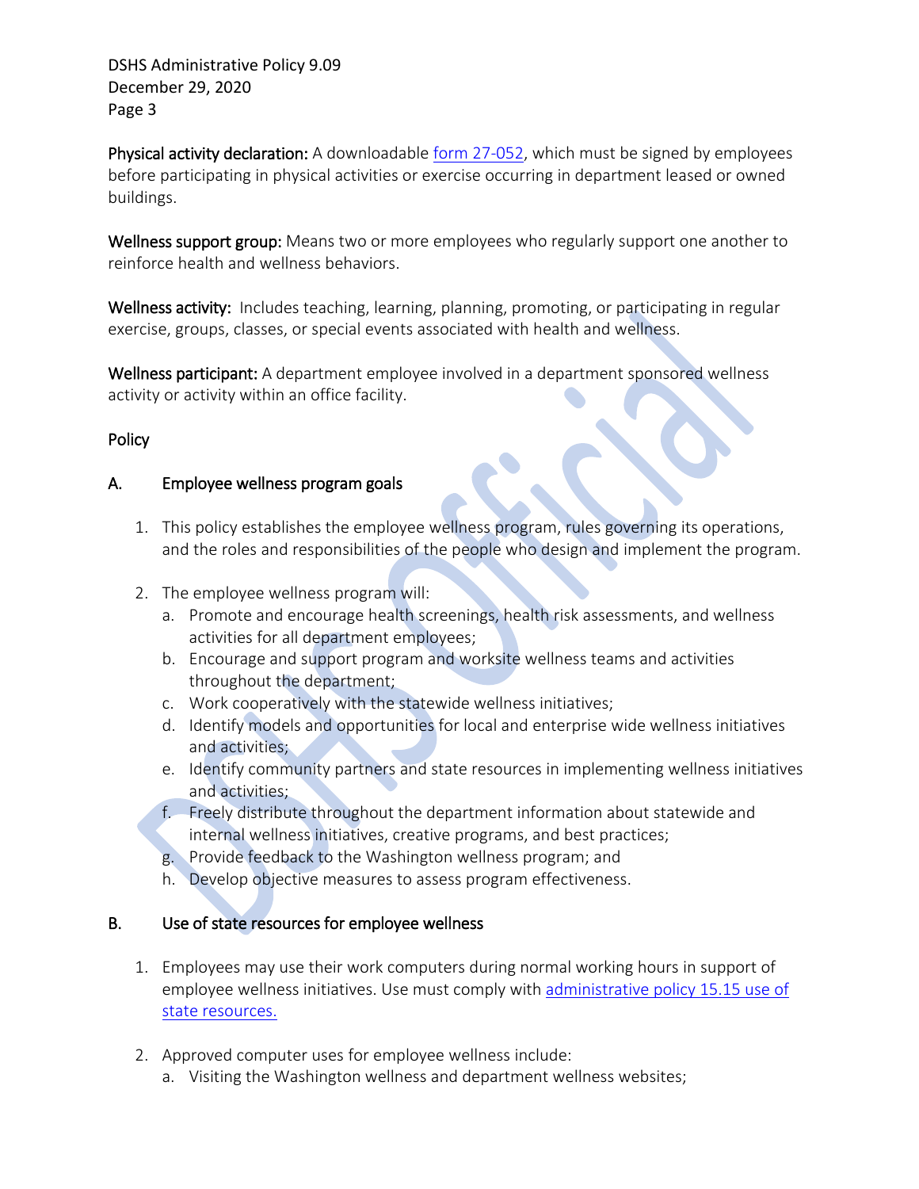**Physical activity declaration:** A downloadable [form 27-052](), which must be signed by employees before participating in physical activities or exercise occurring in department leased or owned buildings.

**Wellness support group:** Means two or more employees who regularly support one another to reinforce health and wellness behaviors.

**Wellness activity:** Includes teaching, learning, planning, promoting, or participating in regular exercise, groups, classes, or special events associated with health and wellness.

**Wellness participant:** A department employee involved in a department sponsored wellness activity or activity within an office facility.

## Policy

### A. Employee wellness program goals

1. This policy establishes the employee wellness program, rules governing its operations, and the roles and responsibilities of the people who design and implement the program.

2. The employee wellness program will:
   a. Promote and encourage health screenings, health risk assessments, and wellness activities for all department employees;
   b. Encourage and support program and worksite wellness teams and activities throughout the department;
   c. Work cooperatively with the statewide wellness initiatives;
   d. Identify models and opportunities for local and enterprise wide wellness initiatives and activities;
   e. Identify community partners and state resources in implementing wellness initiatives and activities;
   f. Freely distribute throughout the department information about statewide and internal wellness initiatives, creative programs, and best practices;
   g. Provide feedback to the Washington wellness program; and
   h. Develop objective measures to assess program effectiveness.

### B. Use of state resources for employee wellness

1. Employees may use their work computers during normal working hours in support of employee wellness initiatives. Use must comply with [administrative policy 15.15 use of state resources.]()

2. Approved computer uses for employee wellness include:
   a. Visiting the Washington wellness and department wellness websites;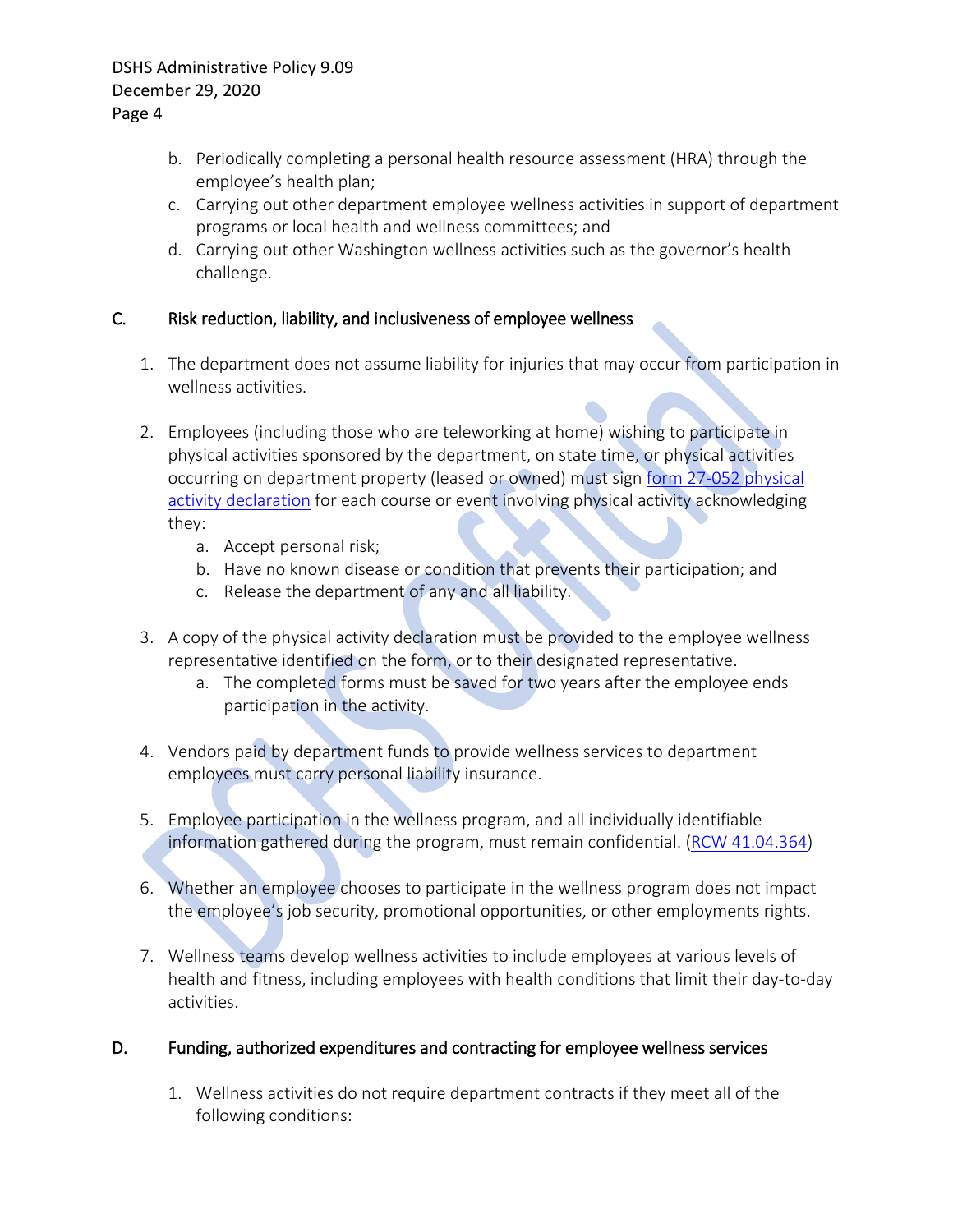b. Periodically completing a personal health resource assessment (HRA) through the employee's health plan;
c. Carrying out other department employee wellness activities in support of department programs or local health and wellness committees; and
d. Carrying out other Washington wellness activities such as the governor's health challenge.

## C. Risk reduction, liability, and inclusiveness of employee wellness

1. The department does not assume liability for injuries that may occur from participation in wellness activities.

2. Employees (including those who are teleworking at home) wishing to participate in physical activities sponsored by the department, on state time, or physical activities occurring on department property (leased or owned) must sign form 27-052 physical activity declaration for each course or event involving physical activity acknowledging they:
   a. Accept personal risk;
   b. Have no known disease or condition that prevents their participation; and
   c. Release the department of any and all liability.

3. A copy of the physical activity declaration must be provided to the employee wellness representative identified on the form, or to their designated representative.
   a. The completed forms must be saved for two years after the employee ends participation in the activity.

4. Vendors paid by department funds to provide wellness services to department employees must carry personal liability insurance.

5. Employee participation in the wellness program, and all individually identifiable information gathered during the program, must remain confidential. (RCW 41.04.364)

6. Whether an employee chooses to participate in the wellness program does not impact the employee's job security, promotional opportunities, or other employments rights.

7. Wellness teams develop wellness activities to include employees at various levels of health and fitness, including employees with health conditions that limit their day-to-day activities.

## D. Funding, authorized expenditures and contracting for employee wellness services

1. Wellness activities do not require department contracts if they meet all of the following conditions: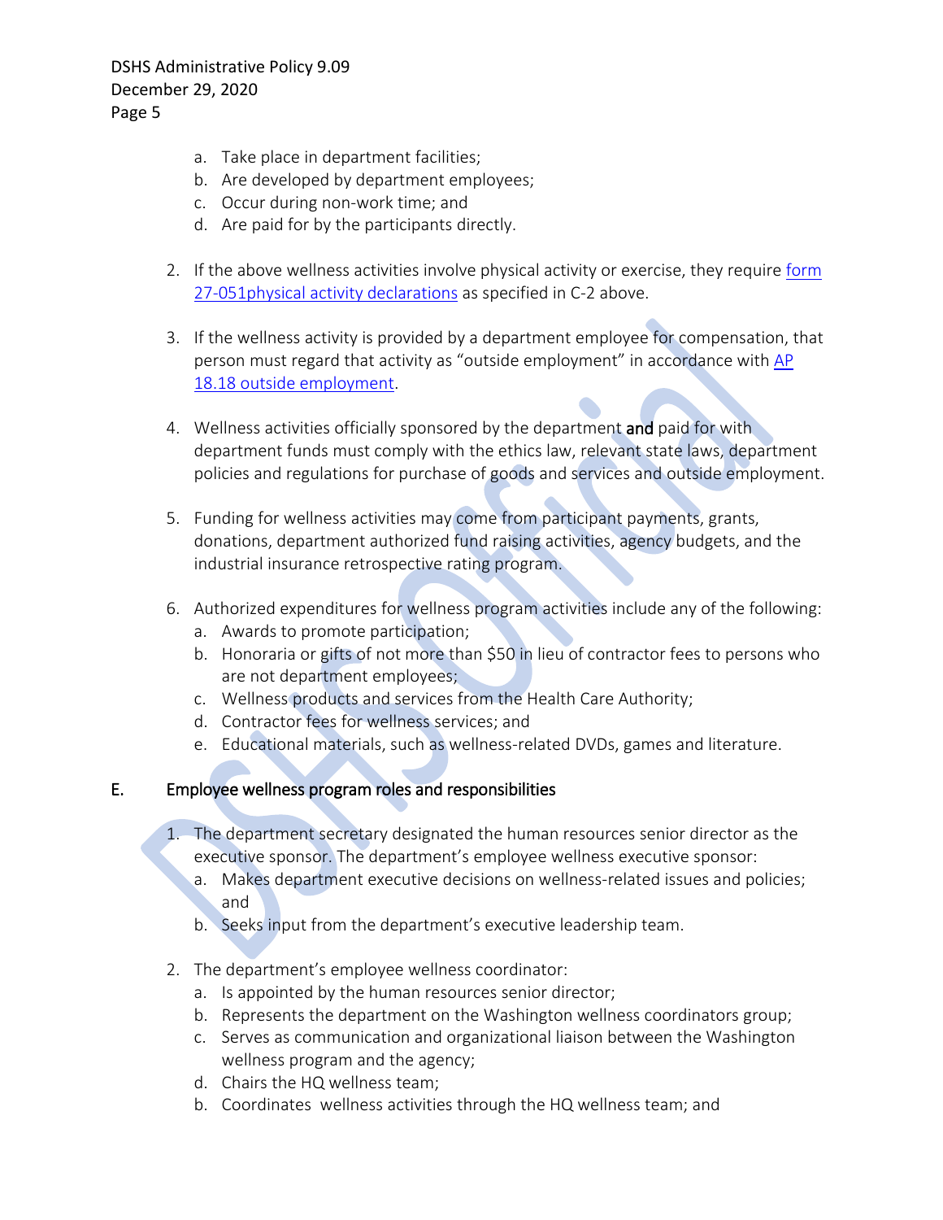a. Take place in department facilities;
   b. Are developed by department employees;
   c. Occur during non-work time; and
   d. Are paid for by the participants directly.

2. If the above wellness activities involve physical activity or exercise, they require [form 27-051physical activity declarations]() as specified in C-2 above.

3. If the wellness activity is provided by a department employee for compensation, that person must regard that activity as "outside employment" in accordance with [AP 18.18 outside employment]().

4. Wellness activities officially sponsored by the department **and** paid for with department funds must comply with the ethics law, relevant state laws, department policies and regulations for purchase of goods and services and outside employment.

5. Funding for wellness activities may come from participant payments, grants, donations, department authorized fund raising activities, agency budgets, and the industrial insurance retrospective rating program.

6. Authorized expenditures for wellness program activities include any of the following:
   a. Awards to promote participation;
   b. Honoraria or gifts of not more than $50 in lieu of contractor fees to persons who are not department employees;
   c. Wellness products and services from the Health Care Authority;
   d. Contractor fees for wellness services; and
   e. Educational materials, such as wellness-related DVDs, games and literature.

## E. Employee wellness program roles and responsibilities

1. The department secretary designated the human resources senior director as the executive sponsor. The department's employee wellness executive sponsor:
   a. Makes department executive decisions on wellness-related issues and policies; and
   b. Seeks input from the department's executive leadership team.

2. The department's employee wellness coordinator:
   a. Is appointed by the human resources senior director;
   b. Represents the department on the Washington wellness coordinators group;
   c. Serves as communication and organizational liaison between the Washington wellness program and the agency;
   d. Chairs the HQ wellness team;
   b. Coordinates wellness activities through the HQ wellness team; and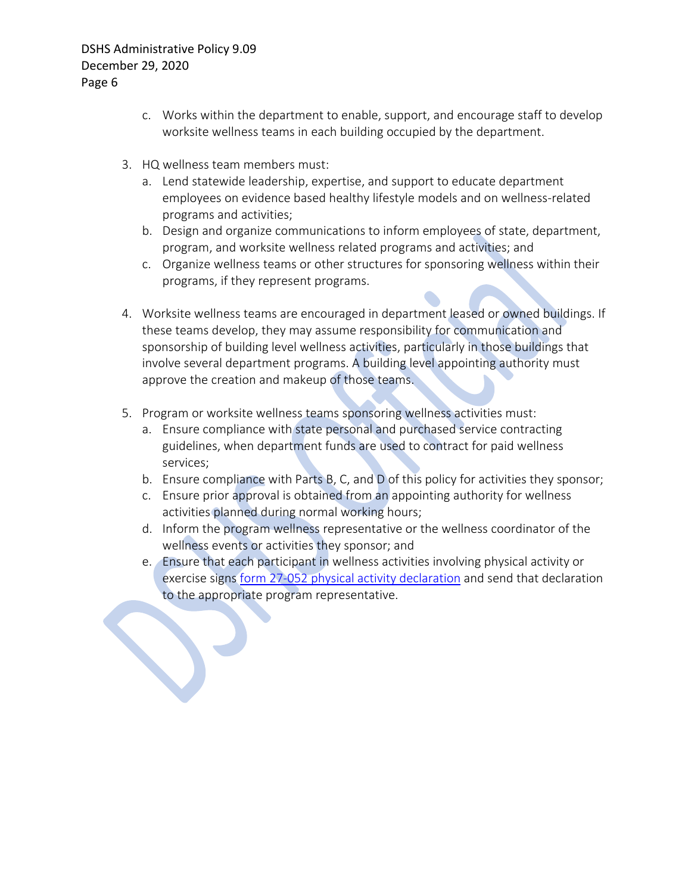c. Works within the department to enable, support, and encourage staff to develop worksite wellness teams in each building occupied by the department.

3. HQ wellness team members must:
   a. Lend statewide leadership, expertise, and support to educate department employees on evidence based healthy lifestyle models and on wellness-related programs and activities;
   b. Design and organize communications to inform employees of state, department, program, and worksite wellness related programs and activities; and
   c. Organize wellness teams or other structures for sponsoring wellness within their programs, if they represent programs.

4. Worksite wellness teams are encouraged in department leased or owned buildings. If these teams develop, they may assume responsibility for communication and sponsorship of building level wellness activities, particularly in those buildings that involve several department programs. A building level appointing authority must approve the creation and makeup of those teams.

5. Program or worksite wellness teams sponsoring wellness activities must:
   a. Ensure compliance with state personal and purchased service contracting guidelines, when department funds are used to contract for paid wellness services;
   b. Ensure compliance with Parts B, C, and D of this policy for activities they sponsor;
   c. Ensure prior approval is obtained from an appointing authority for wellness activities planned during normal working hours;
   d. Inform the program wellness representative or the wellness coordinator of the wellness events or activities they sponsor; and
   e. Ensure that each participant in wellness activities involving physical activity or exercise signs form 27-052 physical activity declaration and send that declaration to the appropriate program representative.